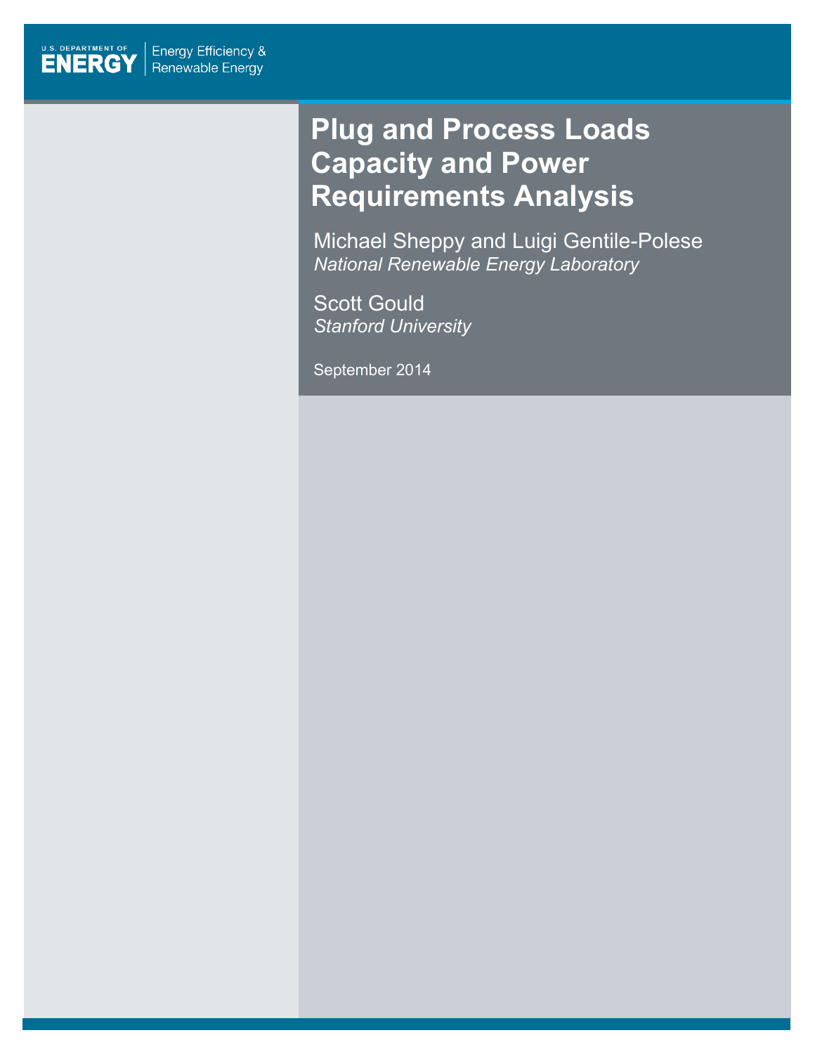U.S. DEPARTMENT OF ENERGY | Energy Efficiency & Renewable Energy

# Plug and Process Loads Capacity and Power Requirements Analysis

Michael Sheppy and Luigi Gentile-Polese
*National Renewable Energy Laboratory*

Scott Gould
*Stanford University*

September 2014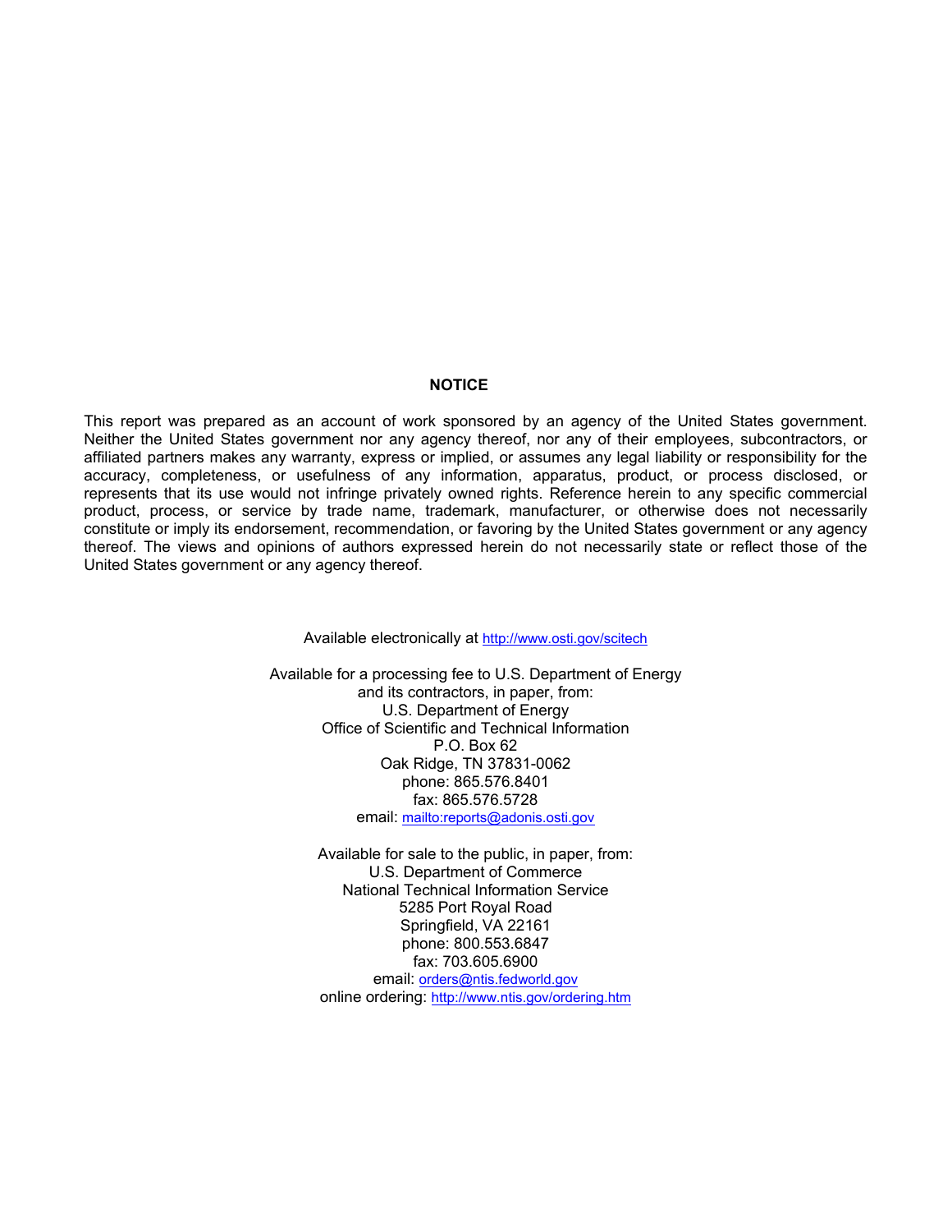## NOTICE

This report was prepared as an account of work sponsored by an agency of the United States government. Neither the United States government nor any agency thereof, nor any of their employees, subcontractors, or affiliated partners makes any warranty, express or implied, or assumes any legal liability or responsibility for the accuracy, completeness, or usefulness of any information, apparatus, product, or process disclosed, or represents that its use would not infringe privately owned rights. Reference herein to any specific commercial product, process, or service by trade name, trademark, manufacturer, or otherwise does not necessarily constitute or imply its endorsement, recommendation, or favoring by the United States government or any agency thereof. The views and opinions of authors expressed herein do not necessarily state or reflect those of the United States government or any agency thereof.

Available electronically at http://www.osti.gov/scitech

Available for a processing fee to U.S. Department of Energy
and its contractors, in paper, from:
U.S. Department of Energy
Office of Scientific and Technical Information
P.O. Box 62
Oak Ridge, TN 37831-0062
phone: 865.576.8401
fax: 865.576.5728
email: mailto:reports@adonis.osti.gov

Available for sale to the public, in paper, from:
U.S. Department of Commerce
National Technical Information Service
5285 Port Royal Road
Springfield, VA 22161
phone: 800.553.6847
fax: 703.605.6900
email: orders@ntis.fedworld.gov
online ordering: http://www.ntis.gov/ordering.htm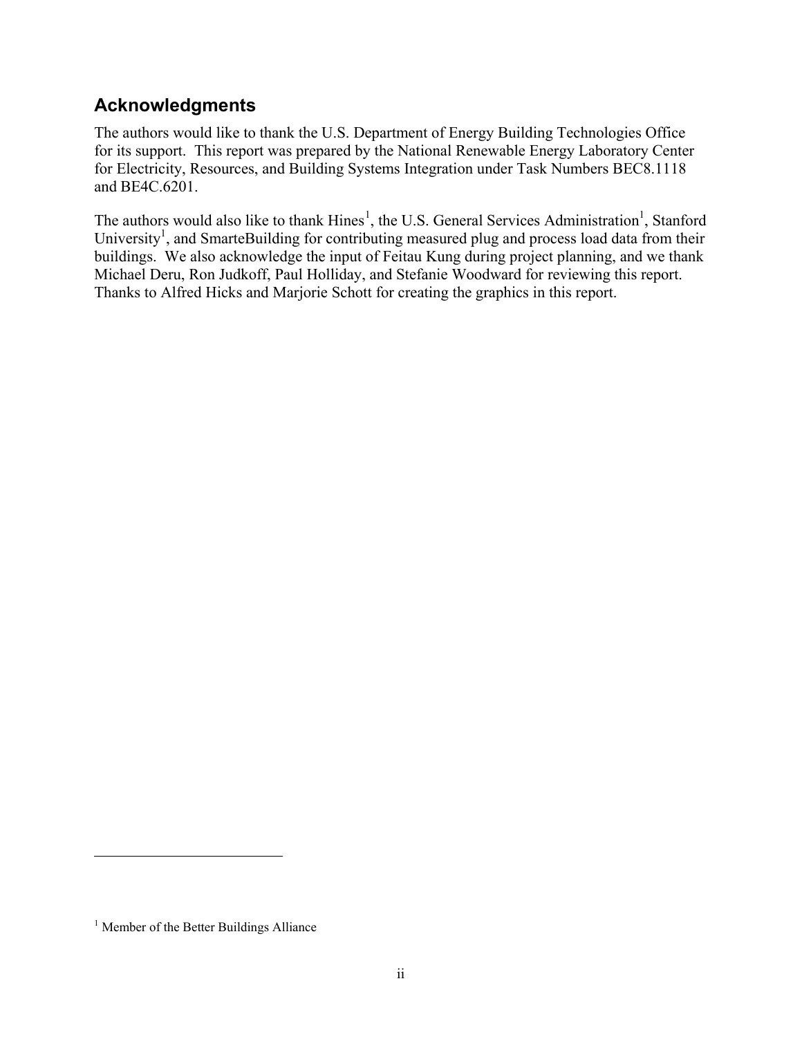## Acknowledgments

The authors would like to thank the U.S. Department of Energy Building Technologies Office for its support. This report was prepared by the National Renewable Energy Laboratory Center for Electricity, Resources, and Building Systems Integration under Task Numbers BEC8.1118 and BE4C.6201.

The authors would also like to thank Hines[1], the U.S. General Services Administration[1], Stanford University[1], and SmarteBuilding for contributing measured plug and process load data from their buildings. We also acknowledge the input of Feitau Kung during project planning, and we thank Michael Deru, Ron Judkoff, Paul Holliday, and Stefanie Woodward for reviewing this report. Thanks to Alfred Hicks and Marjorie Schott for creating the graphics in this report.

[1] Member of the Better Buildings Alliance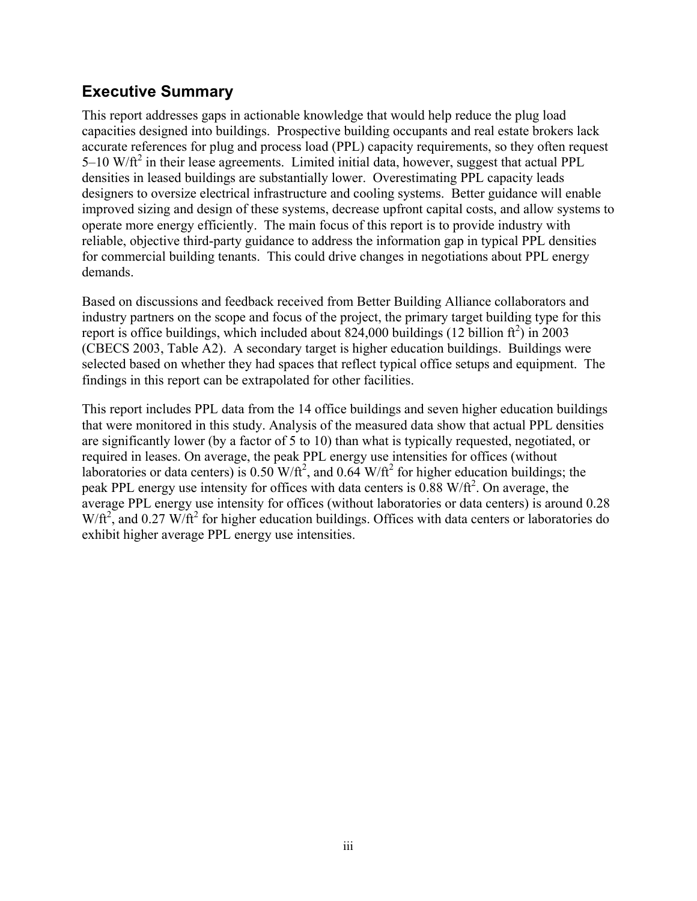## Executive Summary

This report addresses gaps in actionable knowledge that would help reduce the plug load capacities designed into buildings. Prospective building occupants and real estate brokers lack accurate references for plug and process load (PPL) capacity requirements, so they often request 5–10 W/ft$^2$ in their lease agreements. Limited initial data, however, suggest that actual PPL densities in leased buildings are substantially lower. Overestimating PPL capacity leads designers to oversize electrical infrastructure and cooling systems. Better guidance will enable improved sizing and design of these systems, decrease upfront capital costs, and allow systems to operate more energy efficiently. The main focus of this report is to provide industry with reliable, objective third-party guidance to address the information gap in typical PPL densities for commercial building tenants. This could drive changes in negotiations about PPL energy demands.

Based on discussions and feedback received from Better Building Alliance collaborators and industry partners on the scope and focus of the project, the primary target building type for this report is office buildings, which included about 824,000 buildings (12 billion ft$^2$) in 2003 (CBECS 2003, Table A2). A secondary target is higher education buildings. Buildings were selected based on whether they had spaces that reflect typical office setups and equipment. The findings in this report can be extrapolated for other facilities.

This report includes PPL data from the 14 office buildings and seven higher education buildings that were monitored in this study. Analysis of the measured data show that actual PPL densities are significantly lower (by a factor of 5 to 10) than what is typically requested, negotiated, or required in leases. On average, the peak PPL energy use intensities for offices (without laboratories or data centers) is 0.50 W/ft$^2$, and 0.64 W/ft$^2$ for higher education buildings; the peak PPL energy use intensity for offices with data centers is 0.88 W/ft$^2$. On average, the average PPL energy use intensity for offices (without laboratories or data centers) is around 0.28 W/ft$^2$, and 0.27 W/ft$^2$ for higher education buildings. Offices with data centers or laboratories do exhibit higher average PPL energy use intensities.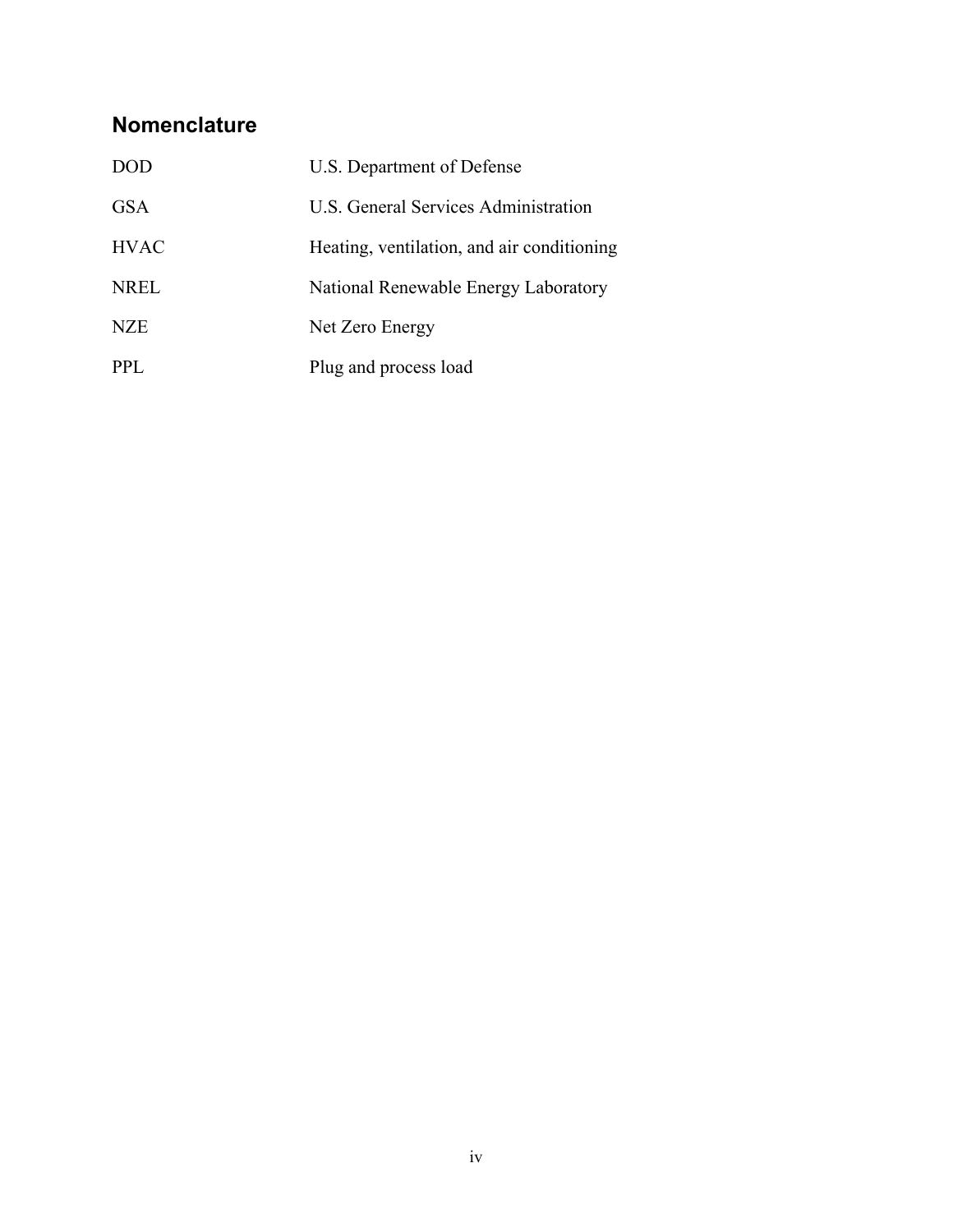## Nomenclature

| | |
|---|---|
| DOD | U.S. Department of Defense |
| GSA | U.S. General Services Administration |
| HVAC | Heating, ventilation, and air conditioning |
| NREL | National Renewable Energy Laboratory |
| NZE | Net Zero Energy |
| PPL | Plug and process load |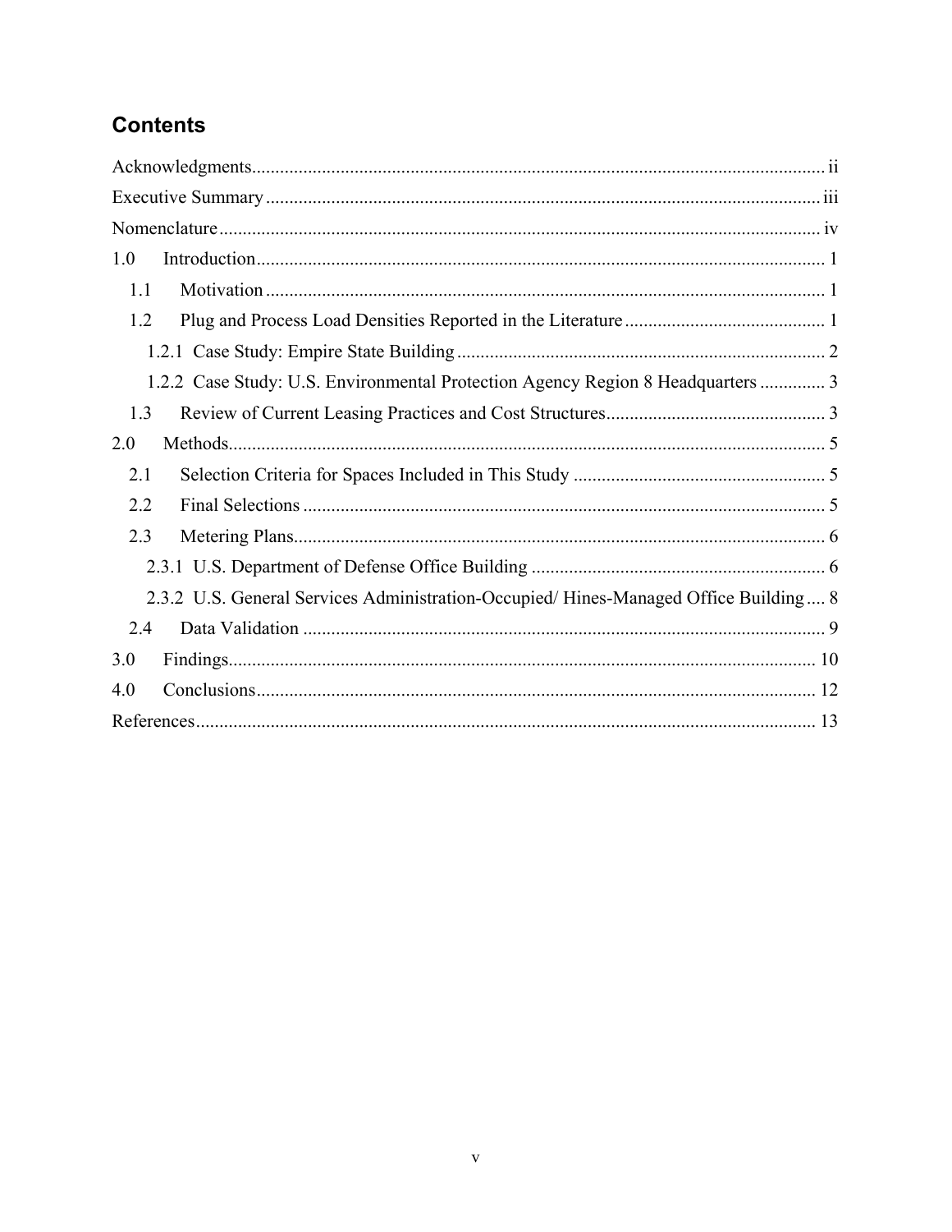# Contents

Acknowledgments ........................................................................................................................ ii

Executive Summary ..................................................................................................................... iii

Nomenclature ............................................................................................................................... iv

1.0 Introduction ........................................................................................................................ 1

  1.1 Motivation ...................................................................................................................... 1

  1.2 Plug and Process Load Densities Reported in the Literature .......................................... 1

    1.2.1 Case Study: Empire State Building .............................................................................. 2

    1.2.2 Case Study: U.S. Environmental Protection Agency Region 8 Headquarters .............. 3

  1.3 Review of Current Leasing Practices and Cost Structures .............................................. 3

2.0 Methods ............................................................................................................................... 5

  2.1 Selection Criteria for Spaces Included in This Study ..................................................... 5

  2.2 Final Selections .............................................................................................................. 5

  2.3 Metering Plans ................................................................................................................ 6

    2.3.1 U.S. Department of Defense Office Building .............................................................. 6

    2.3.2 U.S. General Services Administration-Occupied/ Hines-Managed Office Building .... 8

  2.4 Data Validation .............................................................................................................. 9

3.0 Findings ............................................................................................................................. 10

4.0 Conclusions ....................................................................................................................... 12

References .................................................................................................................................. 13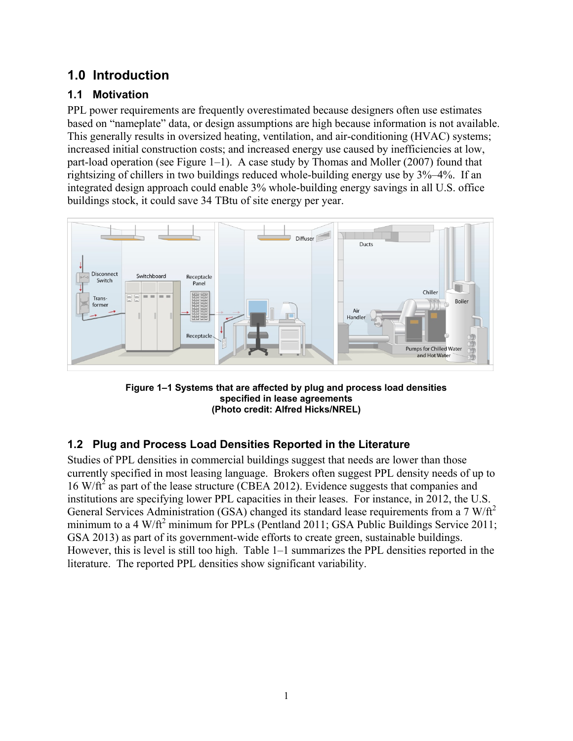# 1.0 Introduction

## 1.1 Motivation

PPL power requirements are frequently overestimated because designers often use estimates based on "nameplate" data, or design assumptions are high because information is not available. This generally results in oversized heating, ventilation, and air-conditioning (HVAC) systems; increased initial construction costs; and increased energy use caused by inefficiencies at low, part-load operation (see Figure 1–1). A case study by Thomas and Moller (2007) found that rightsizing of chillers in two buildings reduced whole-building energy use by 3%–4%. If an integrated design approach could enable 3% whole-building energy savings in all U.S. office buildings stock, it could save 34 TBtu of site energy per year.

**Figure 1–1 Systems that are affected by plug and process load densities specified in lease agreements (Photo credit: Alfred Hicks/NREL)**

## 1.2 Plug and Process Load Densities Reported in the Literature

Studies of PPL densities in commercial buildings suggest that needs are lower than those currently specified in most leasing language. Brokers often suggest PPL density needs of up to 16 W/ft$^2$ as part of the lease structure (CBEA 2012). Evidence suggests that companies and institutions are specifying lower PPL capacities in their leases. For instance, in 2012, the U.S. General Services Administration (GSA) changed its standard lease requirements from a 7 W/ft$^2$ minimum to a 4 W/ft$^2$ minimum for PPLs (Pentland 2011; GSA Public Buildings Service 2011; GSA 2013) as part of its government-wide efforts to create green, sustainable buildings. However, this is level is still too high. Table 1–1 summarizes the PPL densities reported in the literature. The reported PPL densities show significant variability.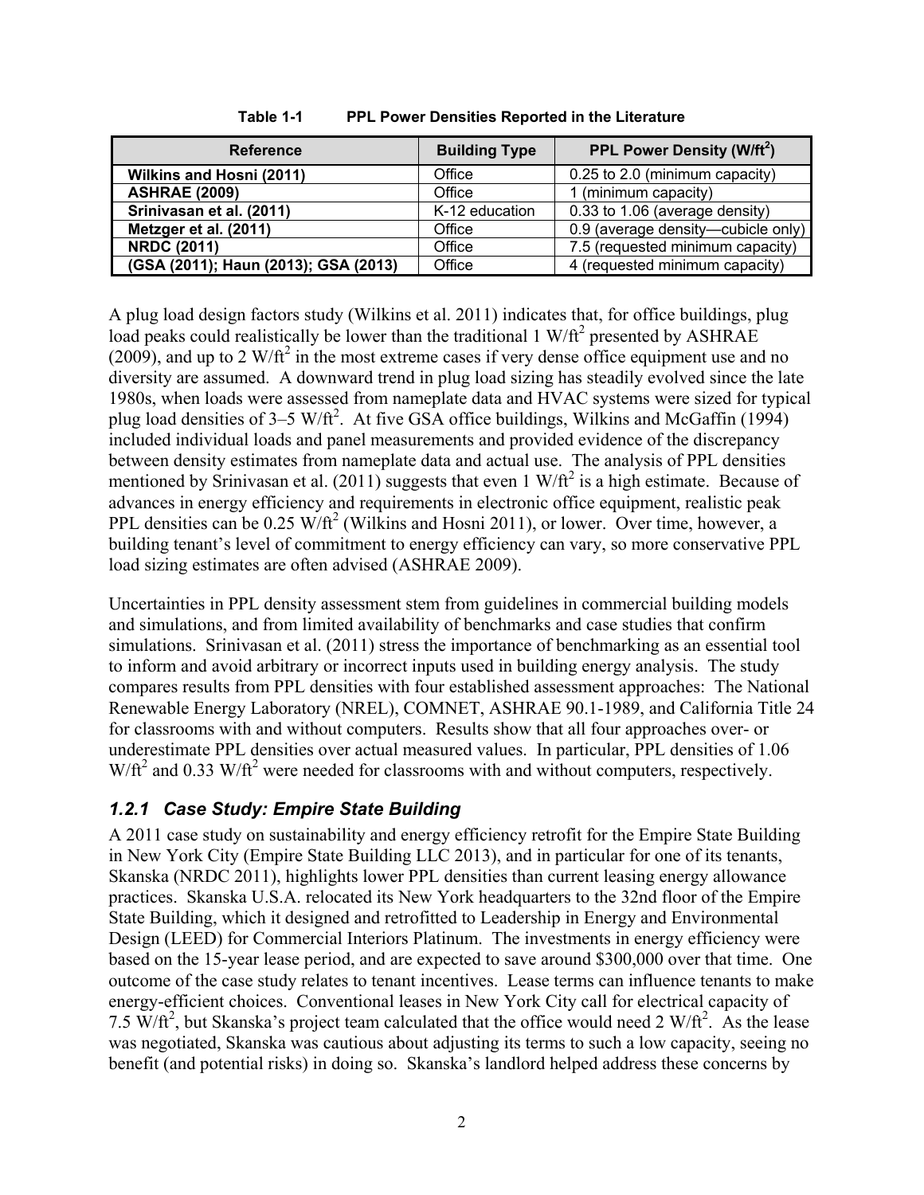**Table 1-1 PPL Power Densities Reported in the Literature**

| Reference | Building Type | PPL Power Density (W/ft$^2$) |
|---|---|---|
| **Wilkins and Hosni (2011)** | Office | 0.25 to 2.0 (minimum capacity) |
| **ASHRAE (2009)** | Office | 1 (minimum capacity) |
| **Srinivasan et al. (2011)** | K-12 education | 0.33 to 1.06 (average density) |
| **Metzger et al. (2011)** | Office | 0.9 (average density—cubicle only) |
| **NRDC (2011)** | Office | 7.5 (requested minimum capacity) |
| **(GSA (2011); Haun (2013); GSA (2013)** | Office | 4 (requested minimum capacity) |

A plug load design factors study (Wilkins et al. 2011) indicates that, for office buildings, plug load peaks could realistically be lower than the traditional 1 W/ft$^2$ presented by ASHRAE (2009), and up to 2 W/ft$^2$ in the most extreme cases if very dense office equipment use and no diversity are assumed. A downward trend in plug load sizing has steadily evolved since the late 1980s, when loads were assessed from nameplate data and HVAC systems were sized for typical plug load densities of 3–5 W/ft$^2$. At five GSA office buildings, Wilkins and McGaffin (1994) included individual loads and panel measurements and provided evidence of the discrepancy between density estimates from nameplate data and actual use. The analysis of PPL densities mentioned by Srinivasan et al. (2011) suggests that even 1 W/ft$^2$ is a high estimate. Because of advances in energy efficiency and requirements in electronic office equipment, realistic peak PPL densities can be 0.25 W/ft$^2$ (Wilkins and Hosni 2011), or lower. Over time, however, a building tenant's level of commitment to energy efficiency can vary, so more conservative PPL load sizing estimates are often advised (ASHRAE 2009).

Uncertainties in PPL density assessment stem from guidelines in commercial building models and simulations, and from limited availability of benchmarks and case studies that confirm simulations. Srinivasan et al. (2011) stress the importance of benchmarking as an essential tool to inform and avoid arbitrary or incorrect inputs used in building energy analysis. The study compares results from PPL densities with four established assessment approaches: The National Renewable Energy Laboratory (NREL), COMNET, ASHRAE 90.1-1989, and California Title 24 for classrooms with and without computers. Results show that all four approaches over- or underestimate PPL densities over actual measured values. In particular, PPL densities of 1.06 W/ft$^2$ and 0.33 W/ft$^2$ were needed for classrooms with and without computers, respectively.

### *1.2.1 Case Study: Empire State Building*

A 2011 case study on sustainability and energy efficiency retrofit for the Empire State Building in New York City (Empire State Building LLC 2013), and in particular for one of its tenants, Skanska (NRDC 2011), highlights lower PPL densities than current leasing energy allowance practices. Skanska U.S.A. relocated its New York headquarters to the 32nd floor of the Empire State Building, which it designed and retrofitted to Leadership in Energy and Environmental Design (LEED) for Commercial Interiors Platinum. The investments in energy efficiency were based on the 15-year lease period, and are expected to save around $300,000 over that time. One outcome of the case study relates to tenant incentives. Lease terms can influence tenants to make energy-efficient choices. Conventional leases in New York City call for electrical capacity of 7.5 W/ft$^2$, but Skanska's project team calculated that the office would need 2 W/ft$^2$. As the lease was negotiated, Skanska was cautious about adjusting its terms to such a low capacity, seeing no benefit (and potential risks) in doing so. Skanska's landlord helped address these concerns by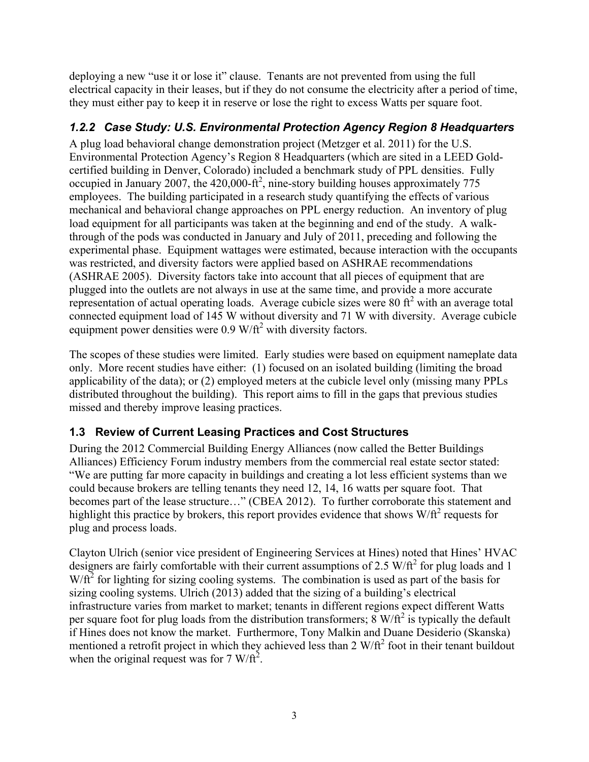deploying a new "use it or lose it" clause. Tenants are not prevented from using the full electrical capacity in their leases, but if they do not consume the electricity after a period of time, they must either pay to keep it in reserve or lose the right to excess Watts per square foot.

### *1.2.2 Case Study: U.S. Environmental Protection Agency Region 8 Headquarters*

A plug load behavioral change demonstration project (Metzger et al. 2011) for the U.S. Environmental Protection Agency's Region 8 Headquarters (which are sited in a LEED Gold-certified building in Denver, Colorado) included a benchmark study of PPL densities. Fully occupied in January 2007, the 420,000-ft$^2$, nine-story building houses approximately 775 employees. The building participated in a research study quantifying the effects of various mechanical and behavioral change approaches on PPL energy reduction. An inventory of plug load equipment for all participants was taken at the beginning and end of the study. A walk-through of the pods was conducted in January and July of 2011, preceding and following the experimental phase. Equipment wattages were estimated, because interaction with the occupants was restricted, and diversity factors were applied based on ASHRAE recommendations (ASHRAE 2005). Diversity factors take into account that all pieces of equipment that are plugged into the outlets are not always in use at the same time, and provide a more accurate representation of actual operating loads. Average cubicle sizes were 80 ft$^2$ with an average total connected equipment load of 145 W without diversity and 71 W with diversity. Average cubicle equipment power densities were 0.9 W/ft$^2$ with diversity factors.

The scopes of these studies were limited. Early studies were based on equipment nameplate data only. More recent studies have either: (1) focused on an isolated building (limiting the broad applicability of the data); or (2) employed meters at the cubicle level only (missing many PPLs distributed throughout the building). This report aims to fill in the gaps that previous studies missed and thereby improve leasing practices.

## 1.3 Review of Current Leasing Practices and Cost Structures

During the 2012 Commercial Building Energy Alliances (now called the Better Buildings Alliances) Efficiency Forum industry members from the commercial real estate sector stated: "We are putting far more capacity in buildings and creating a lot less efficient systems than we could because brokers are telling tenants they need 12, 14, 16 watts per square foot. That becomes part of the lease structure…" (CBEA 2012). To further corroborate this statement and highlight this practice by brokers, this report provides evidence that shows W/ft$^2$ requests for plug and process loads.

Clayton Ulrich (senior vice president of Engineering Services at Hines) noted that Hines' HVAC designers are fairly comfortable with their current assumptions of 2.5 W/ft$^2$ for plug loads and 1 W/ft$^2$ for lighting for sizing cooling systems. The combination is used as part of the basis for sizing cooling systems. Ulrich (2013) added that the sizing of a building's electrical infrastructure varies from market to market; tenants in different regions expect different Watts per square foot for plug loads from the distribution transformers; 8 W/ft$^2$ is typically the default if Hines does not know the market. Furthermore, Tony Malkin and Duane Desiderio (Skanska) mentioned a retrofit project in which they achieved less than 2 W/ft$^2$ foot in their tenant buildout when the original request was for 7 W/ft$^2$.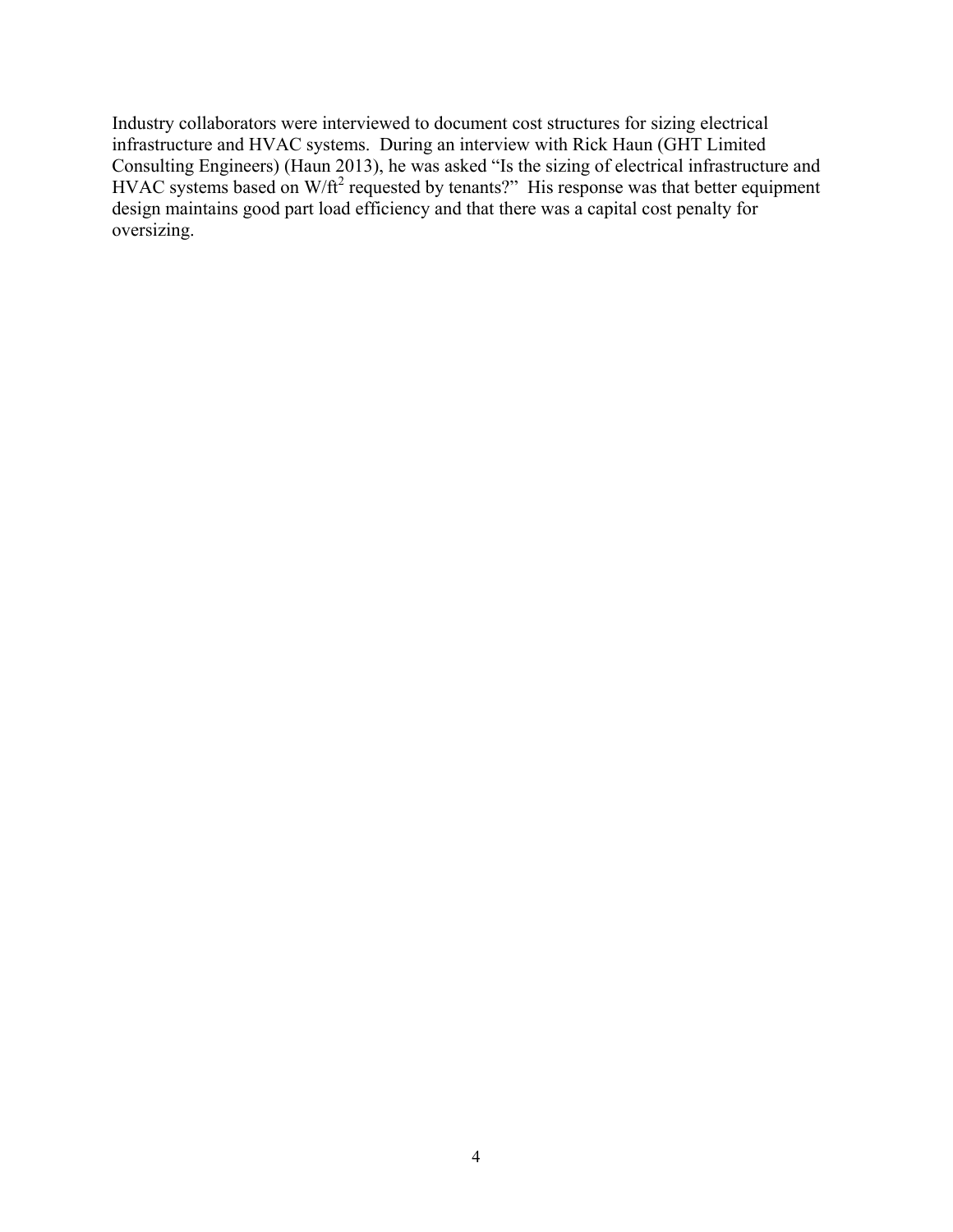Industry collaborators were interviewed to document cost structures for sizing electrical infrastructure and HVAC systems. During an interview with Rick Haun (GHT Limited Consulting Engineers) (Haun 2013), he was asked "Is the sizing of electrical infrastructure and HVAC systems based on $W/ft^2$ requested by tenants?" His response was that better equipment design maintains good part load efficiency and that there was a capital cost penalty for oversizing.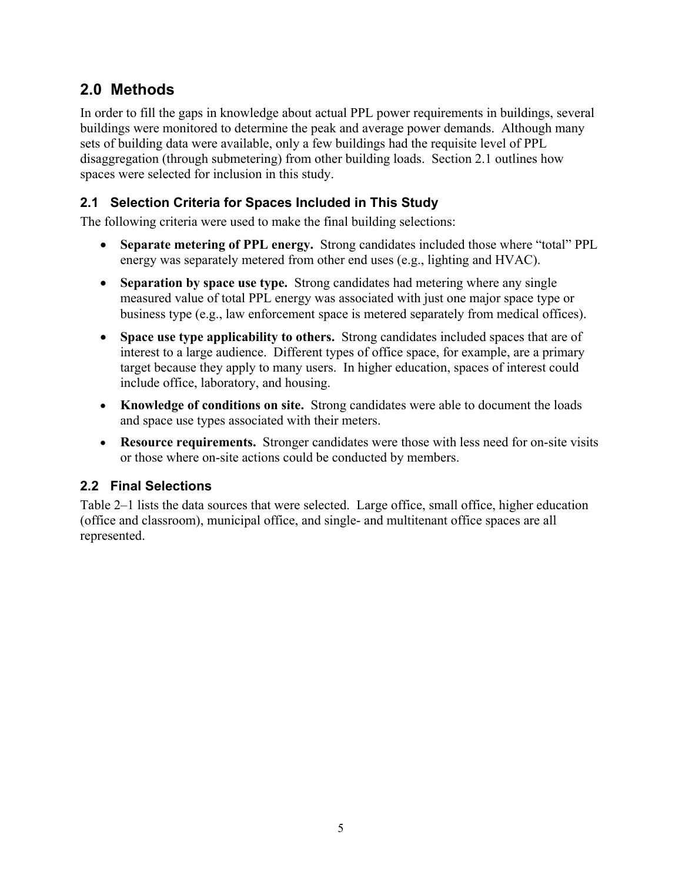## 2.0 Methods

In order to fill the gaps in knowledge about actual PPL power requirements in buildings, several buildings were monitored to determine the peak and average power demands. Although many sets of building data were available, only a few buildings had the requisite level of PPL disaggregation (through submetering) from other building loads. Section 2.1 outlines how spaces were selected for inclusion in this study.

### 2.1 Selection Criteria for Spaces Included in This Study

The following criteria were used to make the final building selections:

- **Separate metering of PPL energy.** Strong candidates included those where "total" PPL energy was separately metered from other end uses (e.g., lighting and HVAC).
- **Separation by space use type.** Strong candidates had metering where any single measured value of total PPL energy was associated with just one major space type or business type (e.g., law enforcement space is metered separately from medical offices).
- **Space use type applicability to others.** Strong candidates included spaces that are of interest to a large audience. Different types of office space, for example, are a primary target because they apply to many users. In higher education, spaces of interest could include office, laboratory, and housing.
- **Knowledge of conditions on site.** Strong candidates were able to document the loads and space use types associated with their meters.
- **Resource requirements.** Stronger candidates were those with less need for on-site visits or those where on-site actions could be conducted by members.

### 2.2 Final Selections

Table 2–1 lists the data sources that were selected. Large office, small office, higher education (office and classroom), municipal office, and single- and multitenant office spaces are all represented.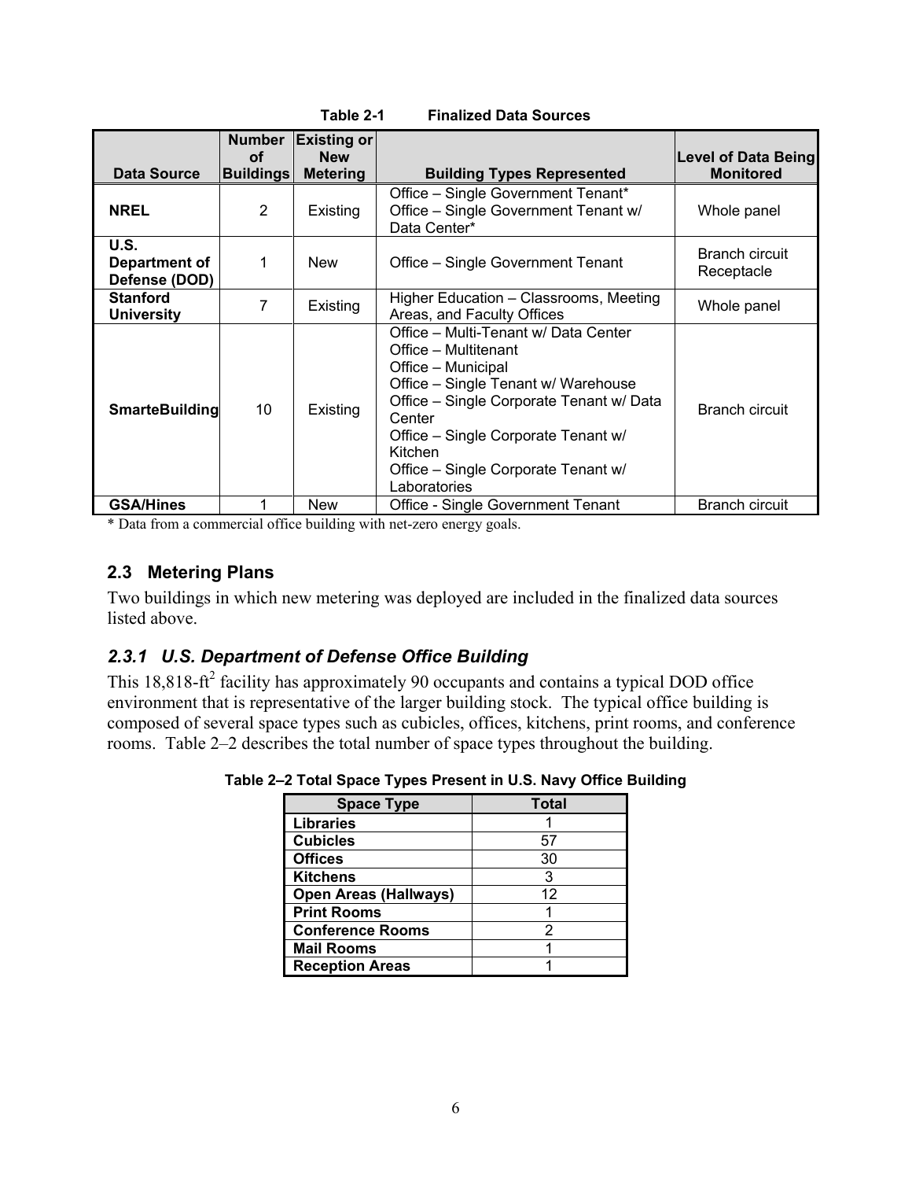Table 2-1 Finalized Data Sources

| Data Source | Number of Buildings | Existing or New Metering | Building Types Represented | Level of Data Being Monitored |
|---|---|---|---|---|
| **NREL** | 2 | Existing | Office – Single Government Tenant*<br>Office – Single Government Tenant w/ Data Center* | Whole panel |
| **U.S. Department of Defense (DOD)** | 1 | New | Office – Single Government Tenant | Branch circuit<br>Receptacle |
| **Stanford University** | 7 | Existing | Higher Education – Classrooms, Meeting Areas, and Faculty Offices | Whole panel |
| **SmarteBuilding** | 10 | Existing | Office – Multi-Tenant w/ Data Center<br>Office – Multitenant<br>Office – Municipal<br>Office – Single Tenant w/ Warehouse<br>Office – Single Corporate Tenant w/ Data Center<br>Office – Single Corporate Tenant w/ Kitchen<br>Office – Single Corporate Tenant w/ Laboratories | Branch circuit |
| **GSA/Hines** | 1 | New | Office - Single Government Tenant | Branch circuit |

\* Data from a commercial office building with net-zero energy goals.

## 2.3 Metering Plans

Two buildings in which new metering was deployed are included in the finalized data sources listed above.

### *2.3.1 U.S. Department of Defense Office Building*

This 18,818-ft$^2$ facility has approximately 90 occupants and contains a typical DOD office environment that is representative of the larger building stock. The typical office building is composed of several space types such as cubicles, offices, kitchens, print rooms, and conference rooms. Table 2–2 describes the total number of space types throughout the building.

**Table 2–2 Total Space Types Present in U.S. Navy Office Building**

| Space Type | Total |
|---|---|
| **Libraries** | 1 |
| **Cubicles** | 57 |
| **Offices** | 30 |
| **Kitchens** | 3 |
| **Open Areas (Hallways)** | 12 |
| **Print Rooms** | 1 |
| **Conference Rooms** | 2 |
| **Mail Rooms** | 1 |
| **Reception Areas** | 1 |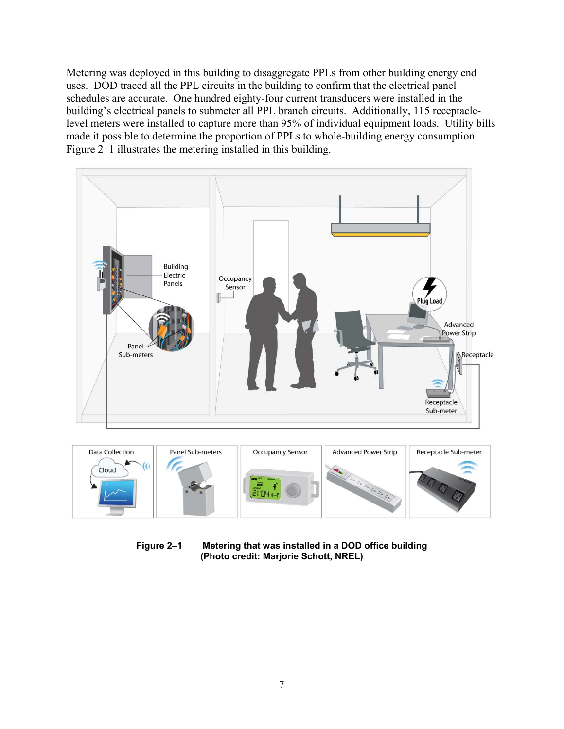Metering was deployed in this building to disaggregate PPLs from other building energy end uses. DOD traced all the PPL circuits in the building to confirm that the electrical panel schedules are accurate. One hundred eighty-four current transducers were installed in the building's electrical panels to submeter all PPL branch circuits. Additionally, 115 receptacle-level meters were installed to capture more than 95% of individual equipment loads. Utility bills made it possible to determine the proportion of PPLs to whole-building energy consumption. Figure 2–1 illustrates the metering installed in this building.

**Figure 2–1 Metering that was installed in a DOD office building (Photo credit: Marjorie Schott, NREL)**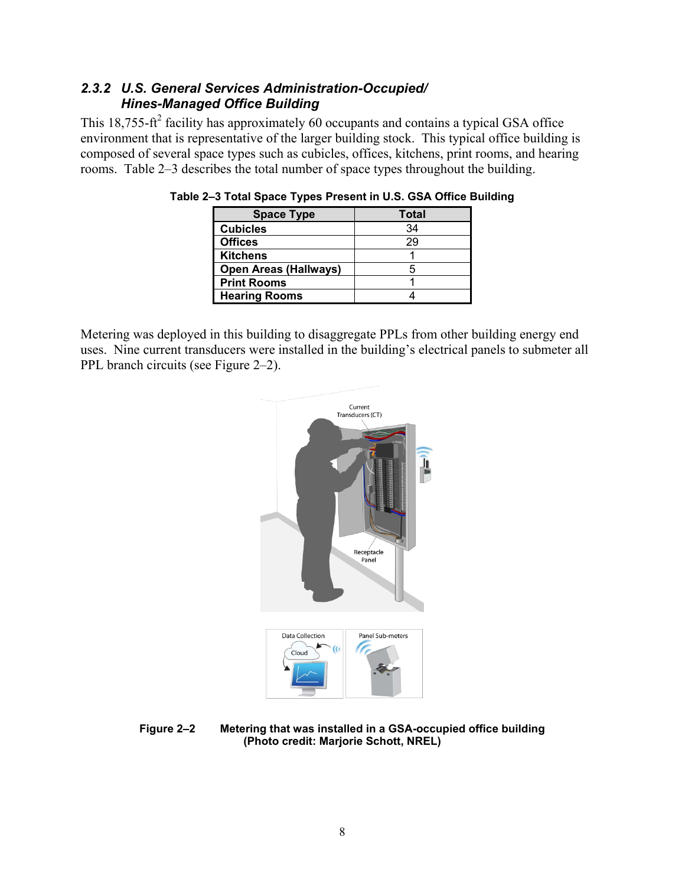### *2.3.2 U.S. General Services Administration-Occupied/ Hines-Managed Office Building*

This 18,755-$ft^2$ facility has approximately 60 occupants and contains a typical GSA office environment that is representative of the larger building stock. This typical office building is composed of several space types such as cubicles, offices, kitchens, print rooms, and hearing rooms. Table 2–3 describes the total number of space types throughout the building.

**Table 2–3 Total Space Types Present in U.S. GSA Office Building**

| Space Type | Total |
|---|---|
| **Cubicles** | 34 |
| **Offices** | 29 |
| **Kitchens** | 1 |
| **Open Areas (Hallways)** | 5 |
| **Print Rooms** | 1 |
| **Hearing Rooms** | 4 |

Metering was deployed in this building to disaggregate PPLs from other building energy end uses. Nine current transducers were installed in the building's electrical panels to submeter all PPL branch circuits (see Figure 2–2).

**Figure 2–2 Metering that was installed in a GSA-occupied office building (Photo credit: Marjorie Schott, NREL)**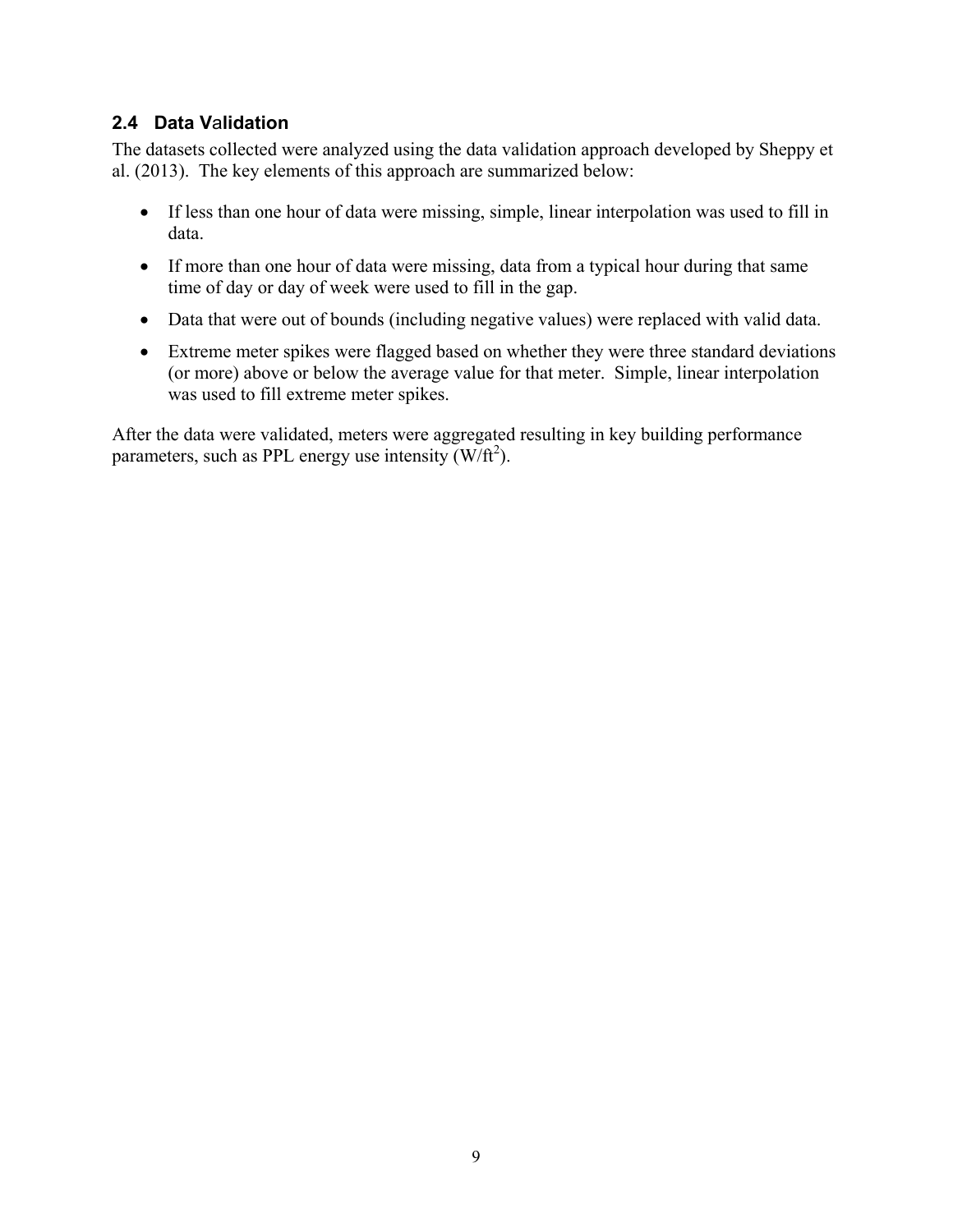### 2.4 Data Validation

The datasets collected were analyzed using the data validation approach developed by Sheppy et al. (2013). The key elements of this approach are summarized below:

- If less than one hour of data were missing, simple, linear interpolation was used to fill in data.
- If more than one hour of data were missing, data from a typical hour during that same time of day or day of week were used to fill in the gap.
- Data that were out of bounds (including negative values) were replaced with valid data.
- Extreme meter spikes were flagged based on whether they were three standard deviations (or more) above or below the average value for that meter. Simple, linear interpolation was used to fill extreme meter spikes.

After the data were validated, meters were aggregated resulting in key building performance parameters, such as PPL energy use intensity ($W/ft^2$).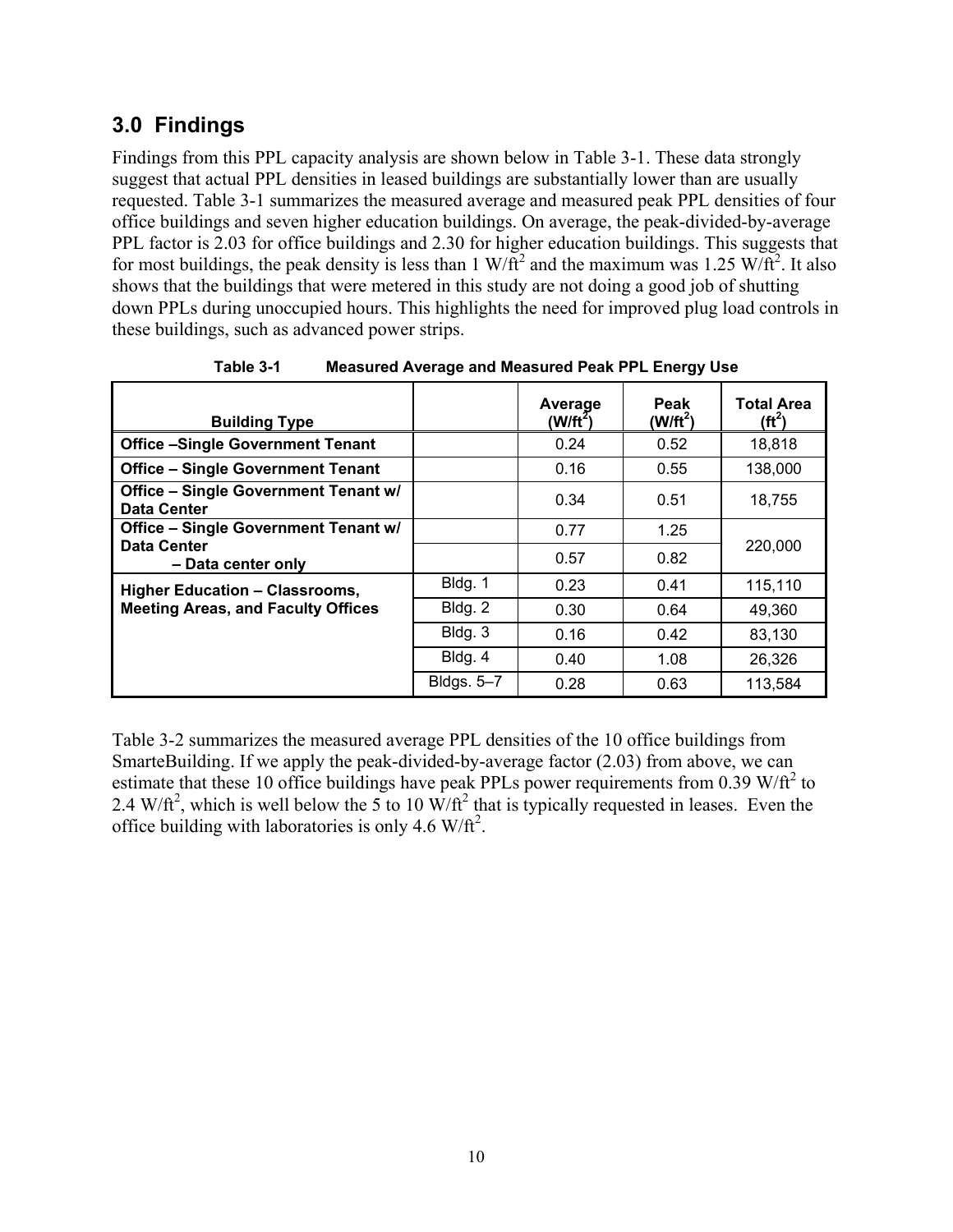## 3.0 Findings

Findings from this PPL capacity analysis are shown below in Table 3-1. These data strongly suggest that actual PPL densities in leased buildings are substantially lower than are usually requested. Table 3-1 summarizes the measured average and measured peak PPL densities of four office buildings and seven higher education buildings. On average, the peak-divided-by-average PPL factor is 2.03 for office buildings and 2.30 for higher education buildings. This suggests that for most buildings, the peak density is less than 1 W/ft$^2$ and the maximum was 1.25 W/ft$^2$. It also shows that the buildings that were metered in this study are not doing a good job of shutting down PPLs during unoccupied hours. This highlights the need for improved plug load controls in these buildings, such as advanced power strips.

**Table 3-1 Measured Average and Measured Peak PPL Energy Use**

| Building Type | | Average (W/ft$^2$) | Peak (W/ft$^2$) | Total Area (ft$^2$) |
|---|---|---|---|---|
| **Office –Single Government Tenant** | | 0.24 | 0.52 | 18,818 |
| **Office – Single Government Tenant** | | 0.16 | 0.55 | 138,000 |
| **Office – Single Government Tenant w/ Data Center** | | 0.34 | 0.51 | 18,755 |
| **Office – Single Government Tenant w/ Data Center** | | 0.77 | 1.25 | 220,000 |
| **– Data center only** | | 0.57 | 0.82 | |
| **Higher Education – Classrooms, Meeting Areas, and Faculty Offices** | Bldg. 1 | 0.23 | 0.41 | 115,110 |
| | Bldg. 2 | 0.30 | 0.64 | 49,360 |
| | Bldg. 3 | 0.16 | 0.42 | 83,130 |
| | Bldg. 4 | 0.40 | 1.08 | 26,326 |
| | Bldgs. 5–7 | 0.28 | 0.63 | 113,584 |

Table 3-2 summarizes the measured average PPL densities of the 10 office buildings from SmarteBuilding. If we apply the peak-divided-by-average factor (2.03) from above, we can estimate that these 10 office buildings have peak PPLs power requirements from 0.39 W/ft$^2$ to 2.4 W/ft$^2$, which is well below the 5 to 10 W/ft$^2$ that is typically requested in leases. Even the office building with laboratories is only 4.6 W/ft$^2$.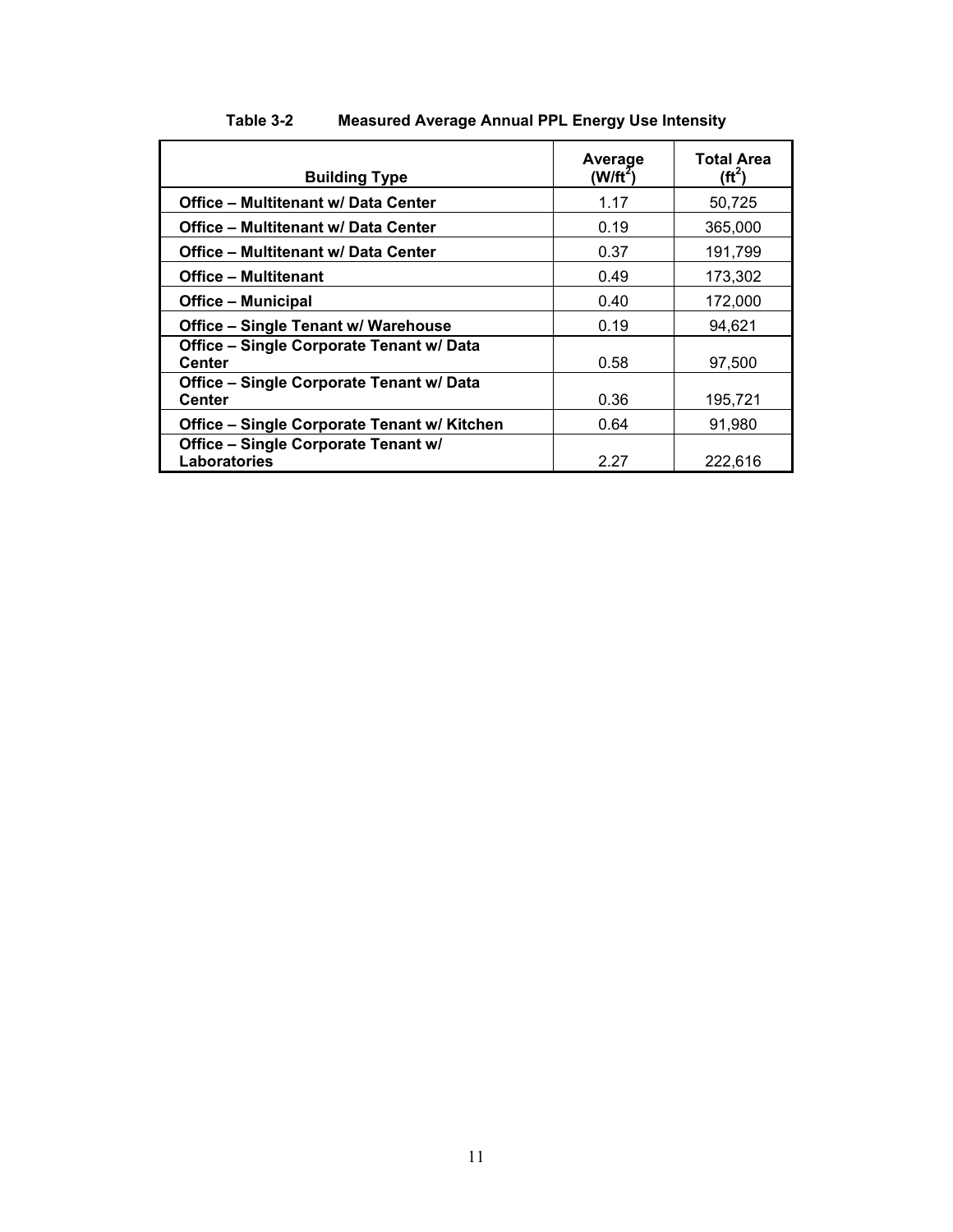Table 3-2 Measured Average Annual PPL Energy Use Intensity

| Building Type | Average ($W/ft^2$) | Total Area ($ft^2$) |
|---|---|---|
| **Office – Multitenant w/ Data Center** | 1.17 | 50,725 |
| **Office – Multitenant w/ Data Center** | 0.19 | 365,000 |
| **Office – Multitenant w/ Data Center** | 0.37 | 191,799 |
| **Office – Multitenant** | 0.49 | 173,302 |
| **Office – Municipal** | 0.40 | 172,000 |
| **Office – Single Tenant w/ Warehouse** | 0.19 | 94,621 |
| **Office – Single Corporate Tenant w/ Data Center** | 0.58 | 97,500 |
| **Office – Single Corporate Tenant w/ Data Center** | 0.36 | 195,721 |
| **Office – Single Corporate Tenant w/ Kitchen** | 0.64 | 91,980 |
| **Office – Single Corporate Tenant w/ Laboratories** | 2.27 | 222,616 |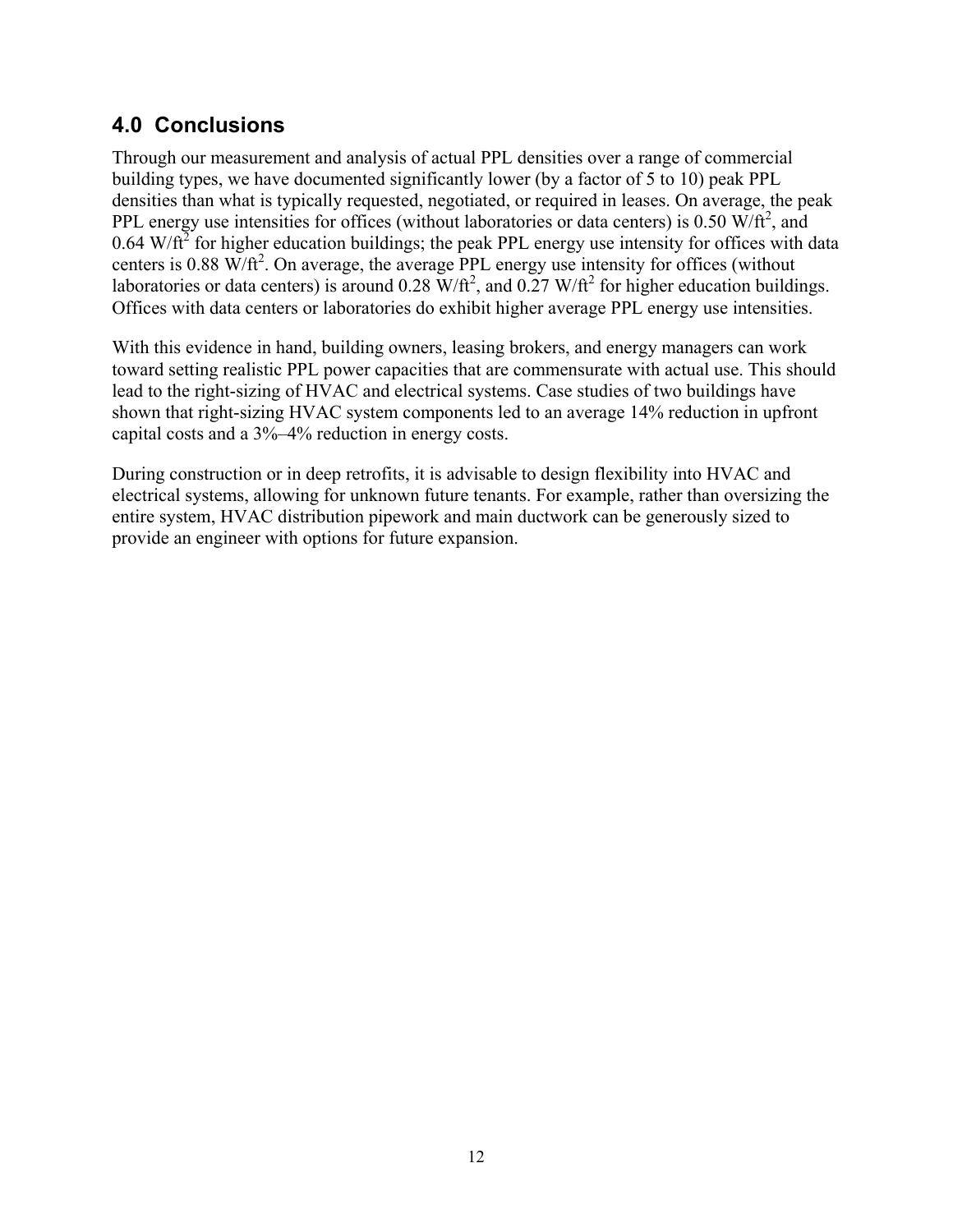## 4.0 Conclusions

Through our measurement and analysis of actual PPL densities over a range of commercial building types, we have documented significantly lower (by a factor of 5 to 10) peak PPL densities than what is typically requested, negotiated, or required in leases. On average, the peak PPL energy use intensities for offices (without laboratories or data centers) is 0.50 W/ft$^2$, and 0.64 W/ft$^2$ for higher education buildings; the peak PPL energy use intensity for offices with data centers is 0.88 W/ft$^2$. On average, the average PPL energy use intensity for offices (without laboratories or data centers) is around 0.28 W/ft$^2$, and 0.27 W/ft$^2$ for higher education buildings. Offices with data centers or laboratories do exhibit higher average PPL energy use intensities.

With this evidence in hand, building owners, leasing brokers, and energy managers can work toward setting realistic PPL power capacities that are commensurate with actual use. This should lead to the right-sizing of HVAC and electrical systems. Case studies of two buildings have shown that right-sizing HVAC system components led to an average 14% reduction in upfront capital costs and a 3%–4% reduction in energy costs.

During construction or in deep retrofits, it is advisable to design flexibility into HVAC and electrical systems, allowing for unknown future tenants. For example, rather than oversizing the entire system, HVAC distribution pipework and main ductwork can be generously sized to provide an engineer with options for future expansion.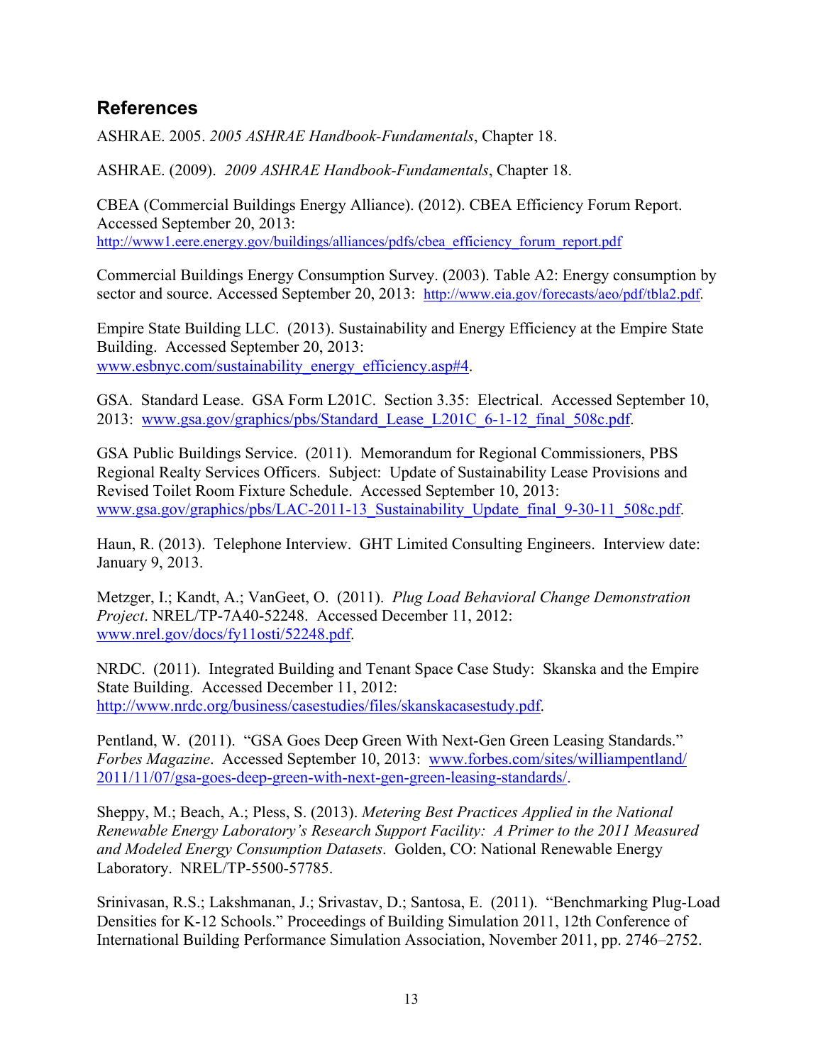## References

ASHRAE. 2005. *2005 ASHRAE Handbook-Fundamentals*, Chapter 18.

ASHRAE. (2009). *2009 ASHRAE Handbook-Fundamentals*, Chapter 18.

CBEA (Commercial Buildings Energy Alliance). (2012). CBEA Efficiency Forum Report. Accessed September 20, 2013: http://www1.eere.energy.gov/buildings/alliances/pdfs/cbea_efficiency_forum_report.pdf

Commercial Buildings Energy Consumption Survey. (2003). Table A2: Energy consumption by sector and source. Accessed September 20, 2013: http://www.eia.gov/forecasts/aeo/pdf/tbla2.pdf.

Empire State Building LLC. (2013). Sustainability and Energy Efficiency at the Empire State Building. Accessed September 20, 2013: www.esbnyc.com/sustainability_energy_efficiency.asp#4.

GSA. Standard Lease. GSA Form L201C. Section 3.35: Electrical. Accessed September 10, 2013: www.gsa.gov/graphics/pbs/Standard_Lease_L201C_6-1-12_final_508c.pdf.

GSA Public Buildings Service. (2011). Memorandum for Regional Commissioners, PBS Regional Realty Services Officers. Subject: Update of Sustainability Lease Provisions and Revised Toilet Room Fixture Schedule. Accessed September 10, 2013: www.gsa.gov/graphics/pbs/LAC-2011-13_Sustainability_Update_final_9-30-11_508c.pdf.

Haun, R. (2013). Telephone Interview. GHT Limited Consulting Engineers. Interview date: January 9, 2013.

Metzger, I.; Kandt, A.; VanGeet, O. (2011). *Plug Load Behavioral Change Demonstration Project*. NREL/TP-7A40-52248. Accessed December 11, 2012: www.nrel.gov/docs/fy11osti/52248.pdf.

NRDC. (2011). Integrated Building and Tenant Space Case Study: Skanska and the Empire State Building. Accessed December 11, 2012: http://www.nrdc.org/business/casestudies/files/skanskacasestudy.pdf.

Pentland, W. (2011). "GSA Goes Deep Green With Next-Gen Green Leasing Standards." *Forbes Magazine*. Accessed September 10, 2013: www.forbes.com/sites/williampentland/2011/11/07/gsa-goes-deep-green-with-next-gen-green-leasing-standards/.

Sheppy, M.; Beach, A.; Pless, S. (2013). *Metering Best Practices Applied in the National Renewable Energy Laboratory's Research Support Facility: A Primer to the 2011 Measured and Modeled Energy Consumption Datasets*. Golden, CO: National Renewable Energy Laboratory. NREL/TP-5500-57785.

Srinivasan, R.S.; Lakshmanan, J.; Srivastav, D.; Santosa, E. (2011). "Benchmarking Plug-Load Densities for K-12 Schools." Proceedings of Building Simulation 2011, 12th Conference of International Building Performance Simulation Association, November 2011, pp. 2746–2752.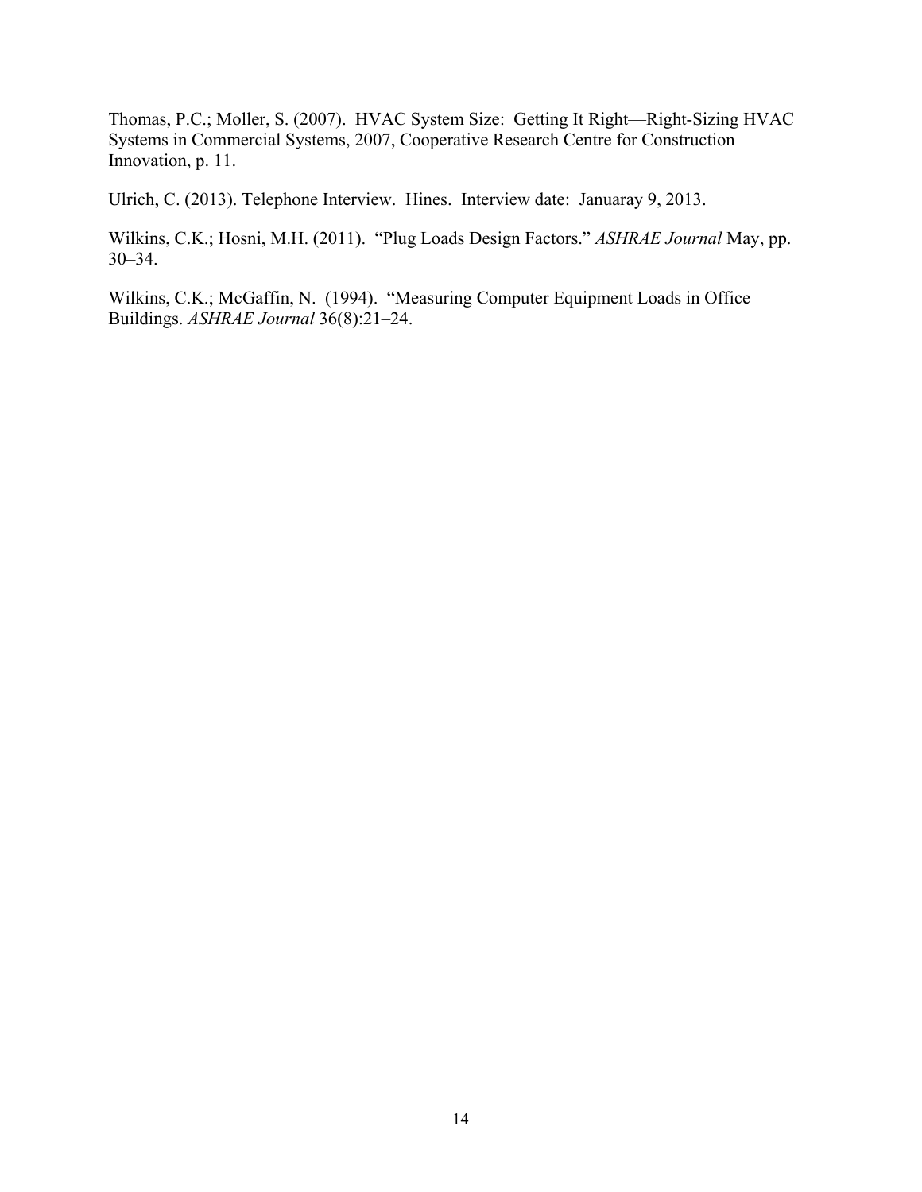Thomas, P.C.; Moller, S. (2007). HVAC System Size: Getting It Right—Right-Sizing HVAC Systems in Commercial Systems, 2007, Cooperative Research Centre for Construction Innovation, p. 11.

Ulrich, C. (2013). Telephone Interview. Hines. Interview date: Januaray 9, 2013.

Wilkins, C.K.; Hosni, M.H. (2011). "Plug Loads Design Factors." *ASHRAE Journal* May, pp. 30–34.

Wilkins, C.K.; McGaffin, N. (1994). "Measuring Computer Equipment Loads in Office Buildings. *ASHRAE Journal* 36(8):21–24.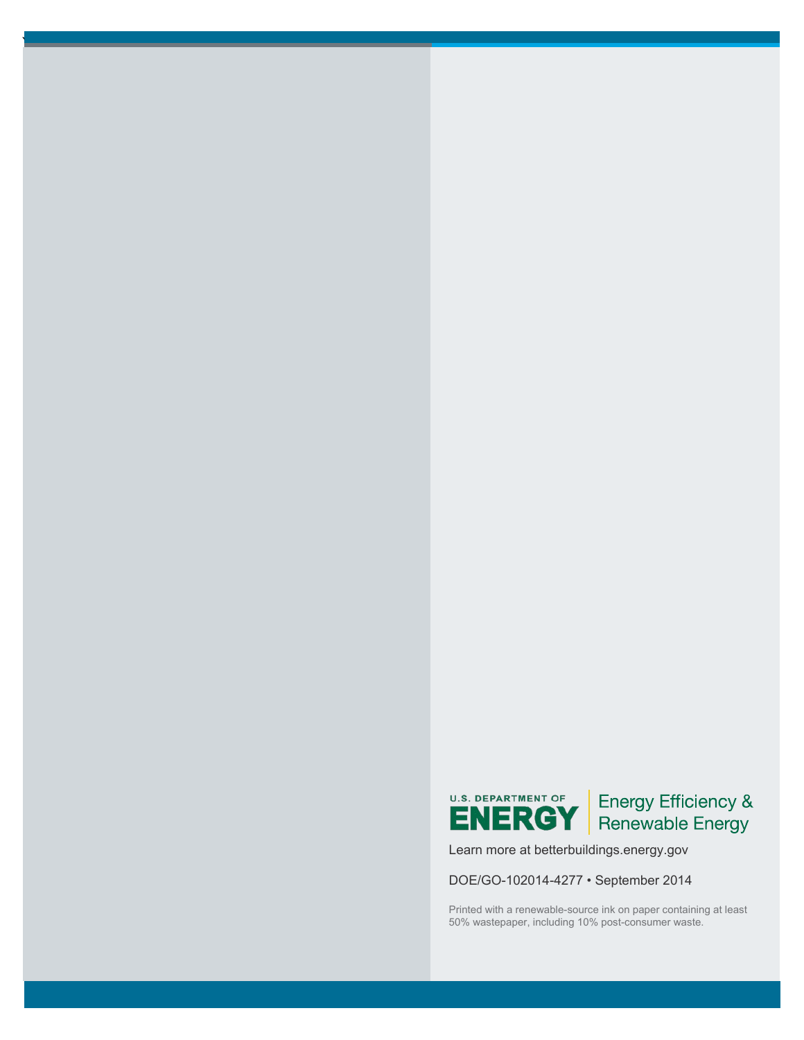U.S. DEPARTMENT OF ENERGY | Energy Efficiency & Renewable Energy

Learn more at betterbuildings.energy.gov

DOE/GO-102014-4277 • September 2014

Printed with a renewable-source ink on paper containing at least 50% wastepaper, including 10% post-consumer waste.